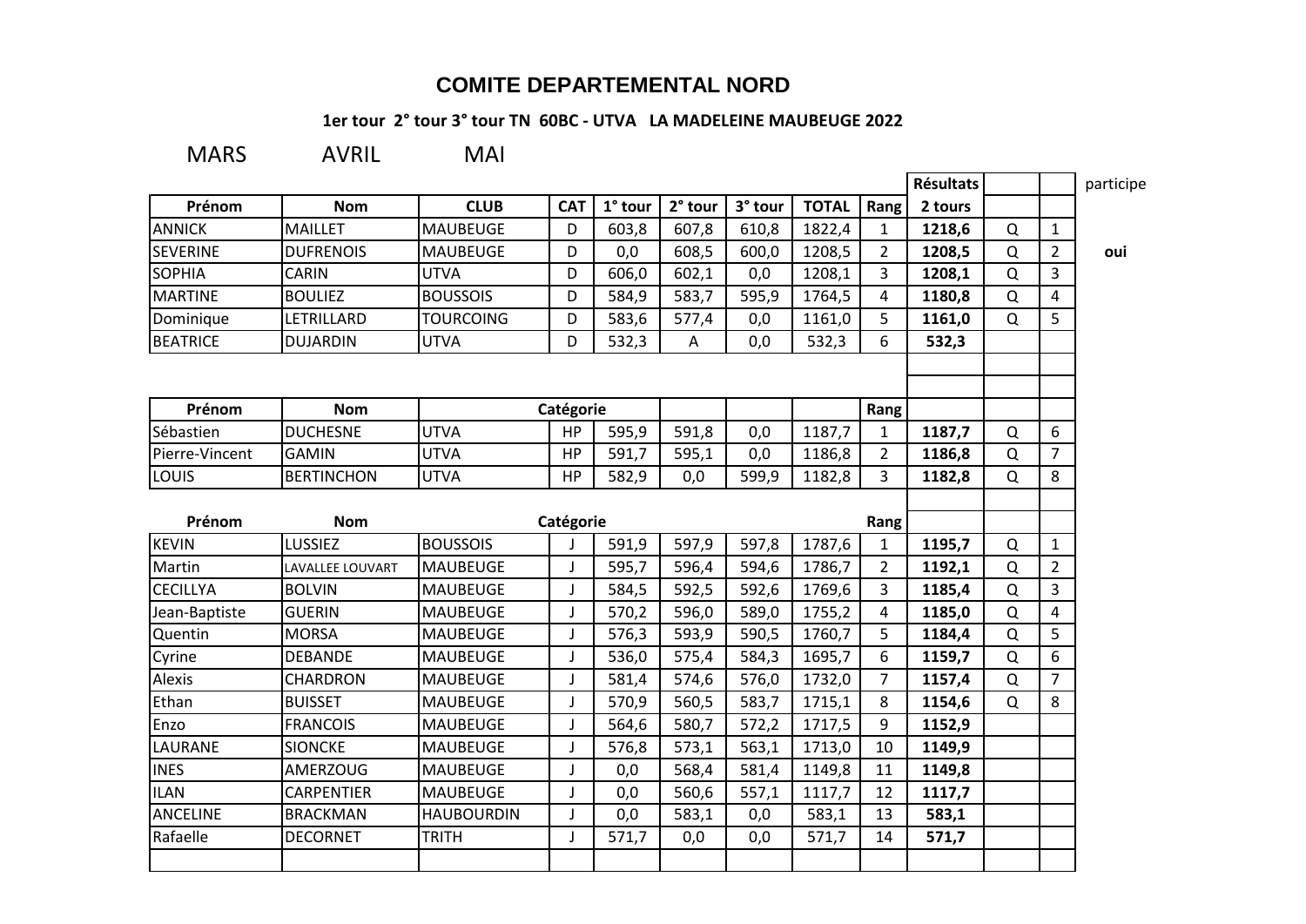# COMITE DEPARTEMENTAL NORD

**1er tour 2° tour 3° tour TN 60BC - UTVA LA MADELEINE MAUBEUGE 2022**

MARS AVRIL MAI

| Prénom | Nom | CLUB | CAT | 1° tour | 2° tour | 3° tour | TOTAL | Rang | Résultats 2 tours | | | participe |
|---|---|---|---|---|---|---|---|---|---|---|---|---|
| ANNICK | MAILLET | MAUBEUGE | D | 603,8 | 607,8 | 610,8 | 1822,4 | 1 | **1218,6** | Q | 1 | |
| SEVERINE | DUFRENOIS | MAUBEUGE | D | 0,0 | 608,5 | 600,0 | 1208,5 | 2 | **1208,5** | Q | 2 | **oui** |
| SOPHIA | CARIN | UTVA | D | 606,0 | 602,1 | 0,0 | 1208,1 | 3 | **1208,1** | Q | 3 | |
| MARTINE | BOULIEZ | BOUSSOIS | D | 584,9 | 583,7 | 595,9 | 1764,5 | 4 | **1180,8** | Q | 4 | |
| Dominique | LETRILLARD | TOURCOING | D | 583,6 | 577,4 | 0,0 | 1161,0 | 5 | **1161,0** | Q | 5 | |
| BEATRICE | DUJARDIN | UTVA | D | 532,3 | A | 0,0 | 532,3 | 6 | **532,3** | | | |
| | | | | | | | | | | | | |
| **Prénom** | **Nom** | **Catégorie** | | | | | | **Rang** | | | | |
| Sébastien | DUCHESNE | UTVA | HP | 595,9 | 591,8 | 0,0 | 1187,7 | 1 | **1187,7** | Q | 6 | |
| Pierre-Vincent | GAMIN | UTVA | HP | 591,7 | 595,1 | 0,0 | 1186,8 | 2 | **1186,8** | Q | 7 | |
| LOUIS | BERTINCHON | UTVA | HP | 582,9 | 0,0 | 599,9 | 1182,8 | 3 | **1182,8** | Q | 8 | |
| | | | | | | | | | | | | |
| **Prénom** | **Nom** | **Catégorie** | | | | | | **Rang** | | | | |
| KEVIN | LUSSIEZ | BOUSSOIS | J | 591,9 | 597,9 | 597,8 | 1787,6 | 1 | **1195,7** | Q | 1 | |
| Martin | LAVALLEE LOUVART | MAUBEUGE | J | 595,7 | 596,4 | 594,6 | 1786,7 | 2 | **1192,1** | Q | 2 | |
| CECILLYA | BOLVIN | MAUBEUGE | J | 584,5 | 592,5 | 592,6 | 1769,6 | 3 | **1185,4** | Q | 3 | |
| Jean-Baptiste | GUERIN | MAUBEUGE | J | 570,2 | 596,0 | 589,0 | 1755,2 | 4 | **1185,0** | Q | 4 | |
| Quentin | MORSA | MAUBEUGE | J | 576,3 | 593,9 | 590,5 | 1760,7 | 5 | **1184,4** | Q | 5 | |
| Cyrine | DEBANDE | MAUBEUGE | J | 536,0 | 575,4 | 584,3 | 1695,7 | 6 | **1159,7** | Q | 6 | |
| Alexis | CHARDRON | MAUBEUGE | J | 581,4 | 574,6 | 576,0 | 1732,0 | 7 | **1157,4** | Q | 7 | |
| Ethan | BUISSET | MAUBEUGE | J | 570,9 | 560,5 | 583,7 | 1715,1 | 8 | **1154,6** | Q | 8 | |
| Enzo | FRANCOIS | MAUBEUGE | J | 564,6 | 580,7 | 572,2 | 1717,5 | 9 | **1152,9** | | | |
| LAURANE | SIONCKE | MAUBEUGE | J | 576,8 | 573,1 | 563,1 | 1713,0 | 10 | **1149,9** | | | |
| INES | AMERZOUG | MAUBEUGE | J | 0,0 | 568,4 | 581,4 | 1149,8 | 11 | **1149,8** | | | |
| ILAN | CARPENTIER | MAUBEUGE | J | 0,0 | 560,6 | 557,1 | 1117,7 | 12 | **1117,7** | | | |
| ANCELINE | BRACKMAN | HAUBOURDIN | J | 0,0 | 583,1 | 0,0 | 583,1 | 13 | **583,1** | | | |
| Rafaelle | DECORNET | TRITH | J | 571,7 | 0,0 | 0,0 | 571,7 | 14 | **571,7** | | | |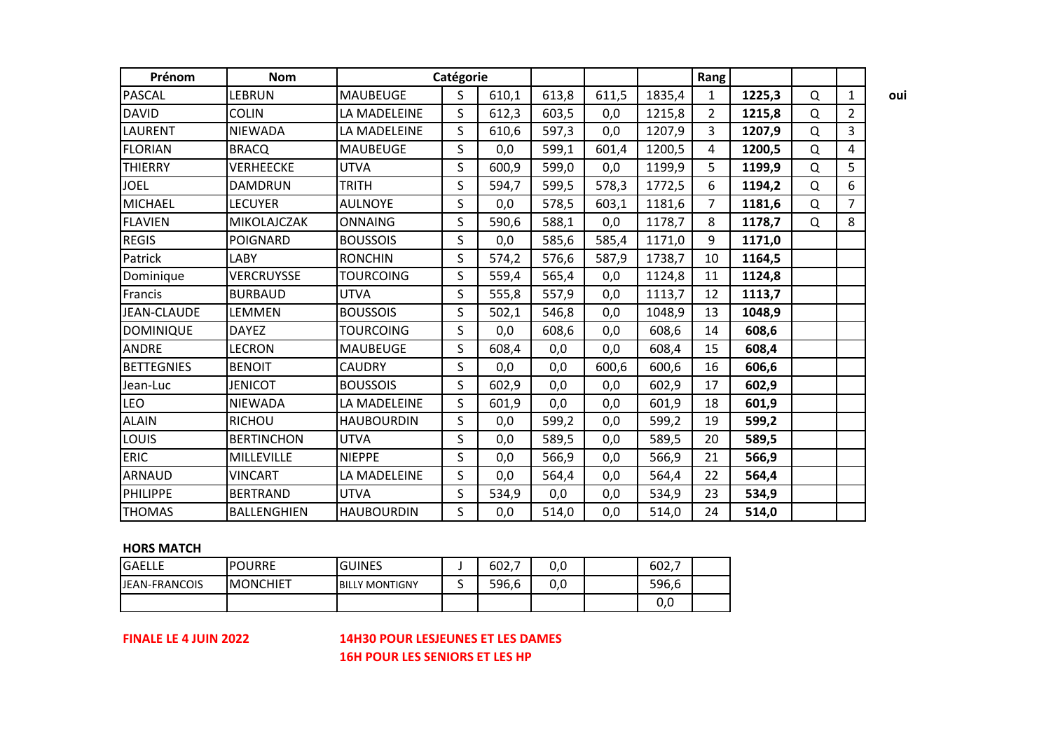| Prénom | Nom | Catégorie | | | | | | Rang | | | | |
|---|---|---|---|---|---|---|---|---|---|---|---|---|
| PASCAL | LEBRUN | MAUBEUGE | S | 610,1 | 613,8 | 611,5 | 1835,4 | 1 | **1225,3** | Q | 1 | **oui** |
| DAVID | COLIN | LA MADELEINE | S | 612,3 | 603,5 | 0,0 | 1215,8 | 2 | **1215,8** | Q | 2 | |
| LAURENT | NIEWADA | LA MADELEINE | S | 610,6 | 597,3 | 0,0 | 1207,9 | 3 | **1207,9** | Q | 3 | |
| FLORIAN | BRACQ | MAUBEUGE | S | 0,0 | 599,1 | 601,4 | 1200,5 | 4 | **1200,5** | Q | 4 | |
| THIERRY | VERHEECKE | UTVA | S | 600,9 | 599,0 | 0,0 | 1199,9 | 5 | **1199,9** | Q | 5 | |
| JOEL | DAMDRUN | TRITH | S | 594,7 | 599,5 | 578,3 | 1772,5 | 6 | **1194,2** | Q | 6 | |
| MICHAEL | LECUYER | AULNOYE | S | 0,0 | 578,5 | 603,1 | 1181,6 | 7 | **1181,6** | Q | 7 | |
| FLAVIEN | MIKOLAJCZAK | ONNAING | S | 590,6 | 588,1 | 0,0 | 1178,7 | 8 | **1178,7** | Q | 8 | |
| REGIS | POIGNARD | BOUSSOIS | S | 0,0 | 585,6 | 585,4 | 1171,0 | 9 | **1171,0** | | | |
| Patrick | LABY | RONCHIN | S | 574,2 | 576,6 | 587,9 | 1738,7 | 10 | **1164,5** | | | |
| Dominique | VERCRUYSSE | TOURCOING | S | 559,4 | 565,4 | 0,0 | 1124,8 | 11 | **1124,8** | | | |
| Francis | BURBAUD | UTVA | S | 555,8 | 557,9 | 0,0 | 1113,7 | 12 | **1113,7** | | | |
| JEAN-CLAUDE | LEMMEN | BOUSSOIS | S | 502,1 | 546,8 | 0,0 | 1048,9 | 13 | **1048,9** | | | |
| DOMINIQUE | DAYEZ | TOURCOING | S | 0,0 | 608,6 | 0,0 | 608,6 | 14 | **608,6** | | | |
| ANDRE | LECRON | MAUBEUGE | S | 608,4 | 0,0 | 0,0 | 608,4 | 15 | **608,4** | | | |
| BETTEGNIES | BENOIT | CAUDRY | S | 0,0 | 0,0 | 600,6 | 600,6 | 16 | **606,6** | | | |
| Jean-Luc | JENICOT | BOUSSOIS | S | 602,9 | 0,0 | 0,0 | 602,9 | 17 | **602,9** | | | |
| LEO | NIEWADA | LA MADELEINE | S | 601,9 | 0,0 | 0,0 | 601,9 | 18 | **601,9** | | | |
| ALAIN | RICHOU | HAUBOURDIN | S | 0,0 | 599,2 | 0,0 | 599,2 | 19 | **599,2** | | | |
| LOUIS | BERTINCHON | UTVA | S | 0,0 | 589,5 | 0,0 | 589,5 | 20 | **589,5** | | | |
| ERIC | MILLEVILLE | NIEPPE | S | 0,0 | 566,9 | 0,0 | 566,9 | 21 | **566,9** | | | |
| ARNAUD | VINCART | LA MADELEINE | S | 0,0 | 564,4 | 0,0 | 564,4 | 22 | **564,4** | | | |
| PHILIPPE | BERTRAND | UTVA | S | 534,9 | 0,0 | 0,0 | 534,9 | 23 | **534,9** | | | |
| THOMAS | BALLENGHIEN | HAUBOURDIN | S | 0,0 | 514,0 | 0,0 | 514,0 | 24 | **514,0** | | | |

**HORS MATCH**

| | | | | | | | | |
|---|---|---|---|---|---|---|---|---|
| GAELLE | POURRE | GUINES | J | 602,7 | 0,0 | | 602,7 | |
| JEAN-FRANCOIS | MONCHIET | BILLY MONTIGNY | S | 596,6 | 0,0 | | 596,6 | |
| | | | | | | | 0,0 | |

**FINALE LE 4 JUIN 2022**

**14H30 POUR LESJEUNES ET LES DAMES**

**16H POUR LES SENIORS ET LES HP**